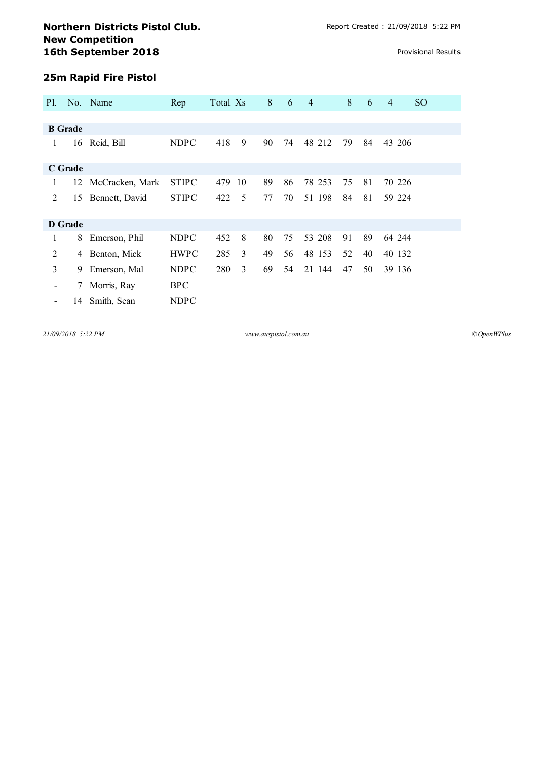# Northern Districts Pistol Club.
# New Competition
# 16th September 2018

Report Created : 21/09/2018 5:22 PM

Provisional Results

## 25m Rapid Fire Pistol

| Pl. | No. | Name | Rep | Total | Xs | 8 | 6 | 4 | | 8 | 6 | 4 | | SO |
|---|---|---|---|---|---|---|---|---|---|---|---|---|---|---|
| **B Grade** | | | | | | | | | | | | | | |
| 1 | 16 | Reid, Bill | NDPC | 418 | 9 | 90 | 74 | 48 | 212 | 79 | 84 | 43 | 206 | |
| **C Grade** | | | | | | | | | | | | | | |
| 1 | 12 | McCracken, Mark | STIPC | 479 | 10 | 89 | 86 | 78 | 253 | 75 | 81 | 70 | 226 | |
| 2 | 15 | Bennett, David | STIPC | 422 | 5 | 77 | 70 | 51 | 198 | 84 | 81 | 59 | 224 | |
| **D Grade** | | | | | | | | | | | | | | |
| 1 | 8 | Emerson, Phil | NDPC | 452 | 8 | 80 | 75 | 53 | 208 | 91 | 89 | 64 | 244 | |
| 2 | 4 | Benton, Mick | HWPC | 285 | 3 | 49 | 56 | 48 | 153 | 52 | 40 | 40 | 132 | |
| 3 | 9 | Emerson, Mal | NDPC | 280 | 3 | 69 | 54 | 21 | 144 | 47 | 50 | 39 | 136 | |
| - | 7 | Morris, Ray | BPC | | | | | | | | | | | |
| - | 14 | Smith, Sean | NDPC | | | | | | | | | | | |

www.auspistol.com.au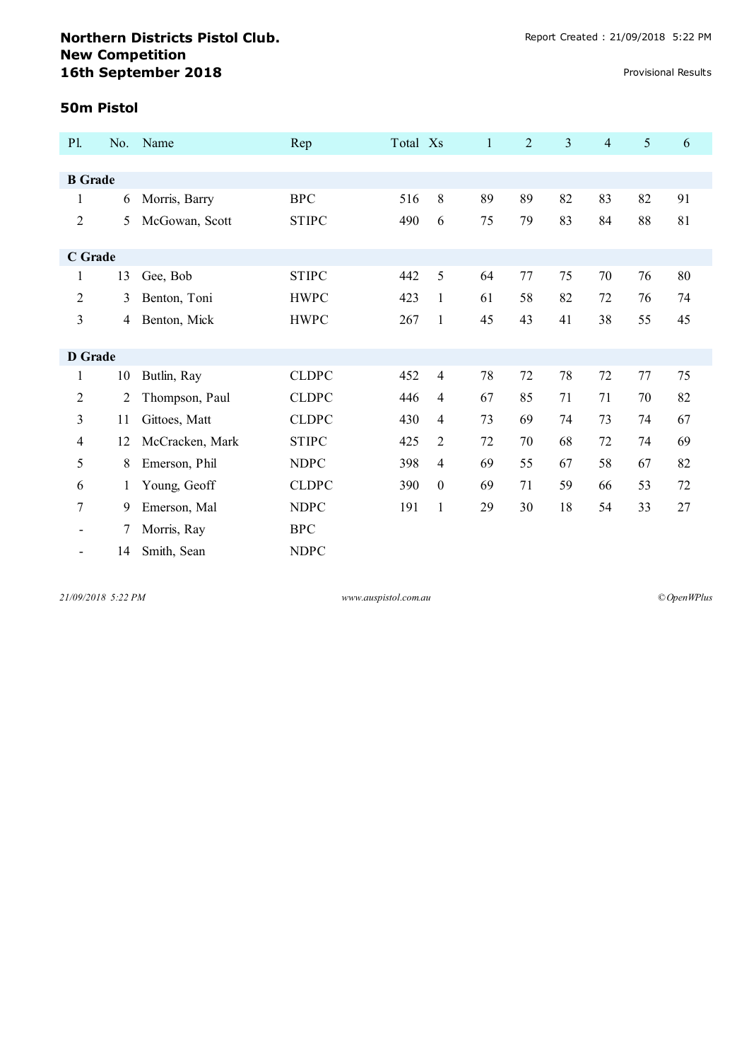**Northern Districts Pistol Club.**
**New Competition**
**16th September 2018**

Report Created : 21/09/2018 5:22 PM

Provisional Results

## 50m Pistol

| Pl. | No. | Name | Rep | Total | Xs | 1 | 2 | 3 | 4 | 5 | 6 |
|---|---|---|---|---|---|---|---|---|---|---|---|
| **B Grade** | | | | | | | | | | | |
| 1 | 6 | Morris, Barry | BPC | 516 | 8 | 89 | 89 | 82 | 83 | 82 | 91 |
| 2 | 5 | McGowan, Scott | STIPC | 490 | 6 | 75 | 79 | 83 | 84 | 88 | 81 |
| **C Grade** | | | | | | | | | | | |
| 1 | 13 | Gee, Bob | STIPC | 442 | 5 | 64 | 77 | 75 | 70 | 76 | 80 |
| 2 | 3 | Benton, Toni | HWPC | 423 | 1 | 61 | 58 | 82 | 72 | 76 | 74 |
| 3 | 4 | Benton, Mick | HWPC | 267 | 1 | 45 | 43 | 41 | 38 | 55 | 45 |
| **D Grade** | | | | | | | | | | | |
| 1 | 10 | Butlin, Ray | CLDPC | 452 | 4 | 78 | 72 | 78 | 72 | 77 | 75 |
| 2 | 2 | Thompson, Paul | CLDPC | 446 | 4 | 67 | 85 | 71 | 71 | 70 | 82 |
| 3 | 11 | Gittoes, Matt | CLDPC | 430 | 4 | 73 | 69 | 74 | 73 | 74 | 67 |
| 4 | 12 | McCracken, Mark | STIPC | 425 | 2 | 72 | 70 | 68 | 72 | 74 | 69 |
| 5 | 8 | Emerson, Phil | NDPC | 398 | 4 | 69 | 55 | 67 | 58 | 67 | 82 |
| 6 | 1 | Young, Geoff | CLDPC | 390 | 0 | 69 | 71 | 59 | 66 | 53 | 72 |
| 7 | 9 | Emerson, Mal | NDPC | 191 | 1 | 29 | 30 | 18 | 54 | 33 | 27 |
| - | 7 | Morris, Ray | BPC | | | | | | | | |
| - | 14 | Smith, Sean | NDPC | | | | | | | | |

21/09/2018 5:22 PM www.auspistol.com.au © OpenWPlus